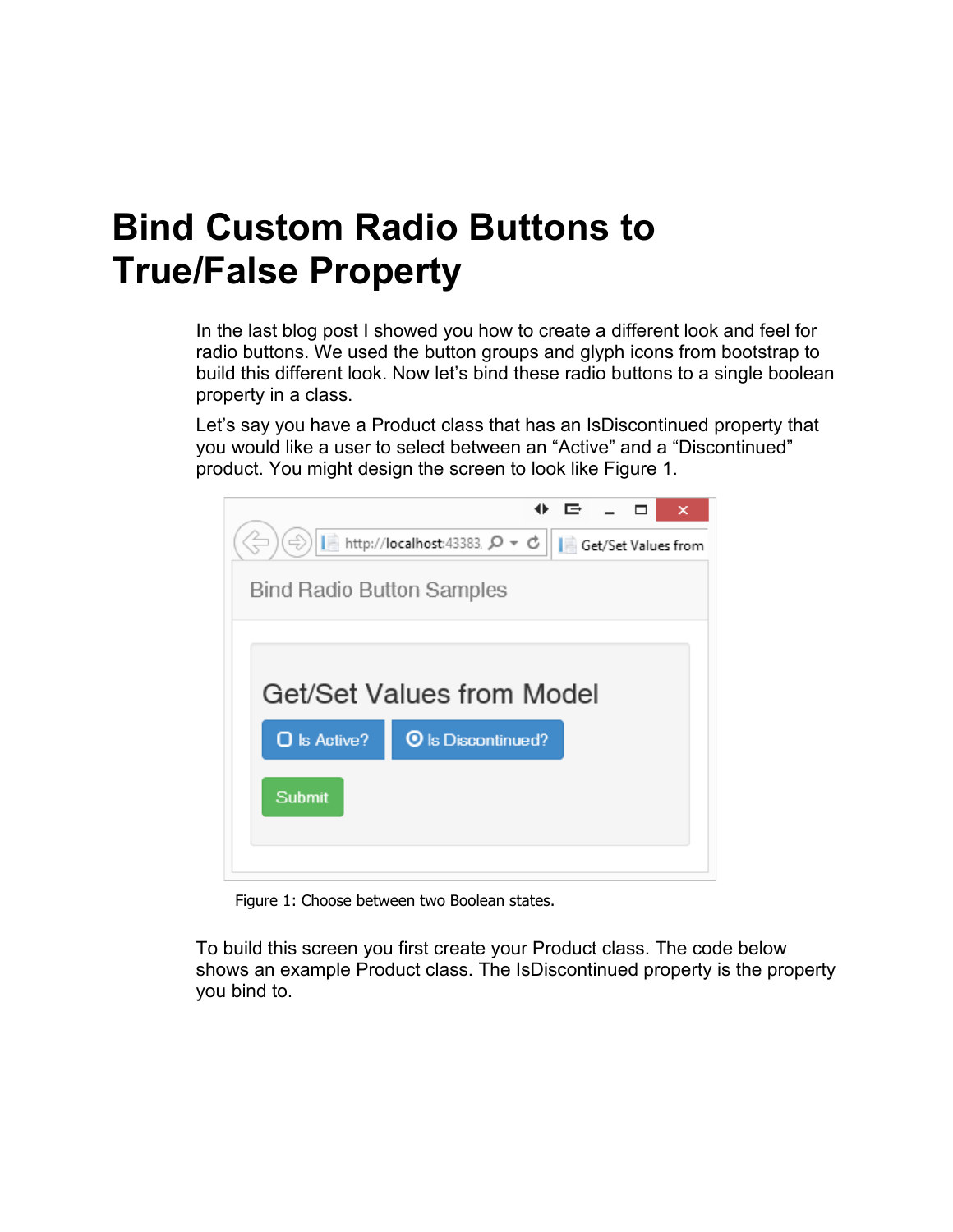# Bind Custom Radio Buttons to True/False Property

In the last blog post I showed you how to create a different look and feel for radio buttons. We used the button groups and glyph icons from bootstrap to build this different look. Now let's bind these radio buttons to a single boolean property in a class.

Let's say you have a Product class that has an IsDiscontinued property that you would like a user to select between an "Active" and a "Discontinued" product. You might design the screen to look like Figure 1.

Figure 1: Choose between two Boolean states.

To build this screen you first create your Product class. The code below shows an example Product class. The IsDiscontinued property is the property you bind to.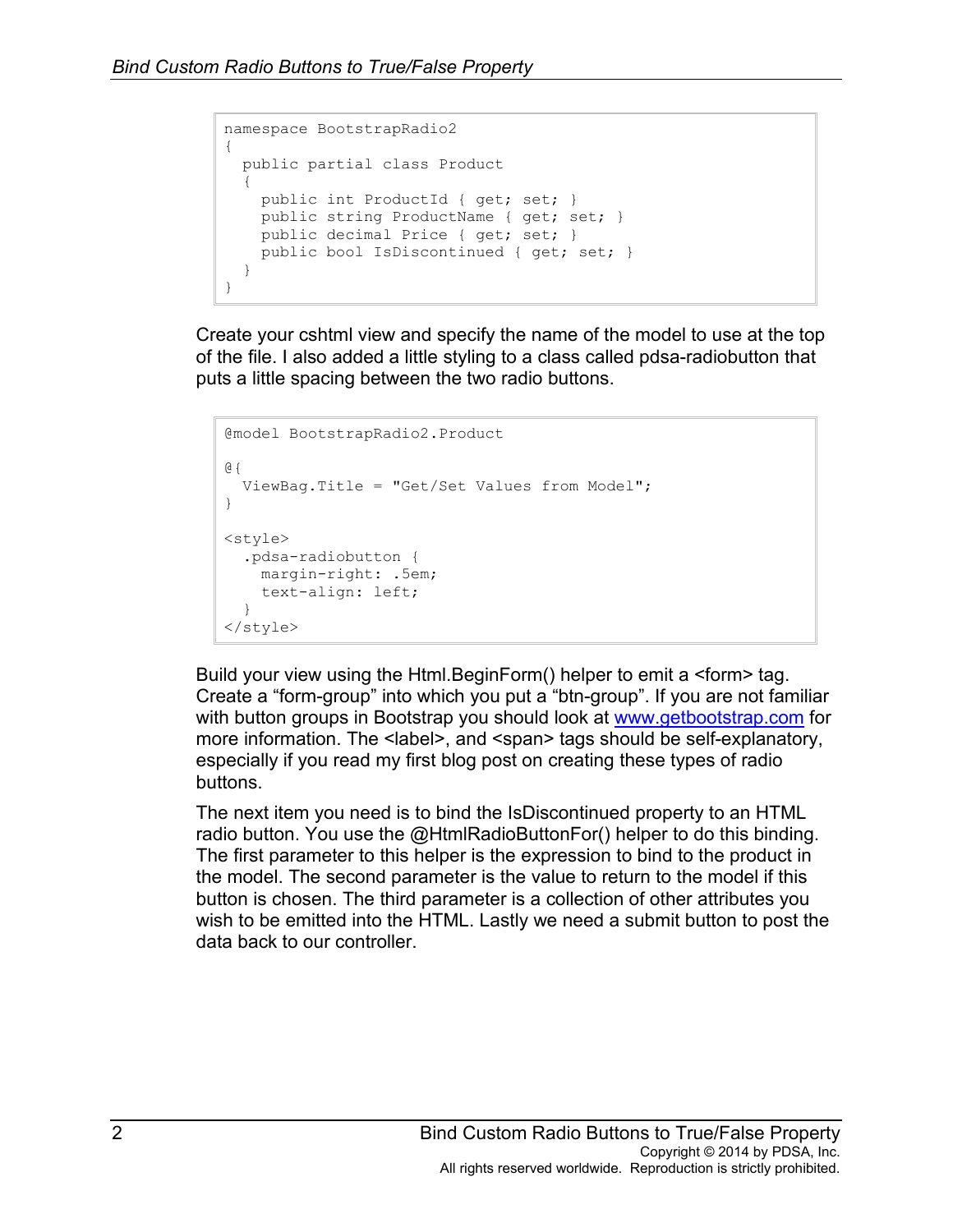```
namespace BootstrapRadio2
{
  public partial class Product
  {
    public int ProductId { get; set; }
    public string ProductName { get; set; }
    public decimal Price { get; set; }
    public bool IsDiscontinued { get; set; }
  }
}
```

Create your cshtml view and specify the name of the model to use at the top of the file. I also added a little styling to a class called pdsa-radiobutton that puts a little spacing between the two radio buttons.

```
@model BootstrapRadio2.Product

@{
  ViewBag.Title = "Get/Set Values from Model";
}

<style>
  .pdsa-radiobutton {
    margin-right: .5em;
    text-align: left;
  }
</style>
```

Build your view using the Html.BeginForm() helper to emit a <form> tag. Create a “form-group” into which you put a “btn-group”. If you are not familiar with button groups in Bootstrap you should look at www.getbootstrap.com for more information. The <label>, and <span> tags should be self-explanatory, especially if you read my first blog post on creating these types of radio buttons.

The next item you need is to bind the IsDiscontinued property to an HTML radio button. You use the @HtmlRadioButtonFor() helper to do this binding. The first parameter to this helper is the expression to bind to the product in the model. The second parameter is the value to return to the model if this button is chosen. The third parameter is a collection of other attributes you wish to be emitted into the HTML. Lastly we need a submit button to post the data back to our controller.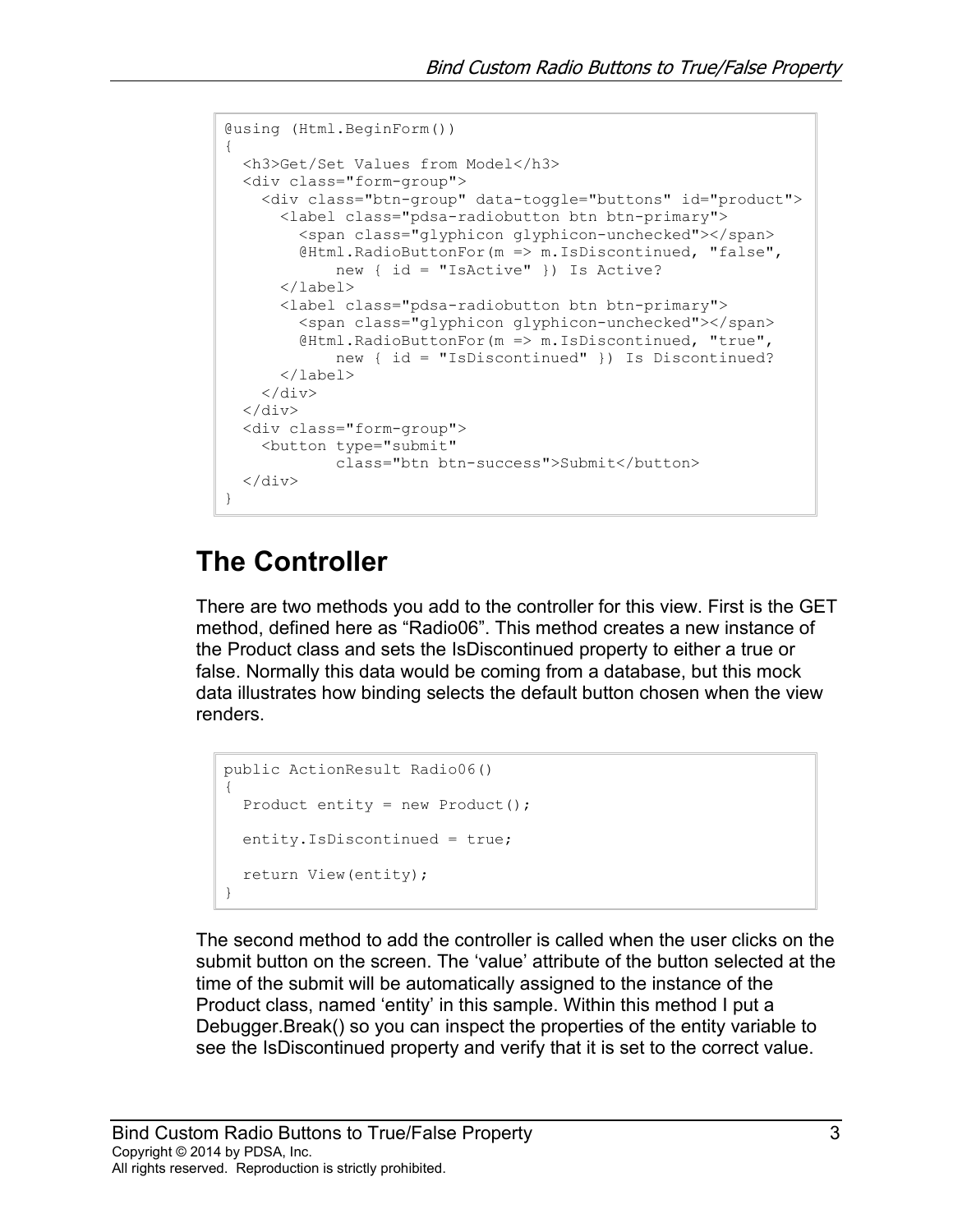```
@using (Html.BeginForm())
{
  <h3>Get/Set Values from Model</h3>
  <div class="form-group">
    <div class="btn-group" data-toggle="buttons" id="product">
      <label class="pdsa-radiobutton btn btn-primary">
        <span class="glyphicon glyphicon-unchecked"></span>
        @Html.RadioButtonFor(m => m.IsDiscontinued, "false",
            new { id = "IsActive" }) Is Active?
      </label>
      <label class="pdsa-radiobutton btn btn-primary">
        <span class="glyphicon glyphicon-unchecked"></span>
        @Html.RadioButtonFor(m => m.IsDiscontinued, "true",
            new { id = "IsDiscontinued" }) Is Discontinued?
      </label>
    </div>
  </div>
  <div class="form-group">
    <button type="submit"
            class="btn btn-success">Submit</button>
  </div>
}
```

## The Controller

There are two methods you add to the controller for this view. First is the GET method, defined here as “Radio06”. This method creates a new instance of the Product class and sets the IsDiscontinued property to either a true or false. Normally this data would be coming from a database, but this mock data illustrates how binding selects the default button chosen when the view renders.

```
public ActionResult Radio06()
{
  Product entity = new Product();

  entity.IsDiscontinued = true;

  return View(entity);
}
```

The second method to add the controller is called when the user clicks on the submit button on the screen. The ‘value’ attribute of the button selected at the time of the submit will be automatically assigned to the instance of the Product class, named ‘entity’ in this sample. Within this method I put a Debugger.Break() so you can inspect the properties of the entity variable to see the IsDiscontinued property and verify that it is set to the correct value.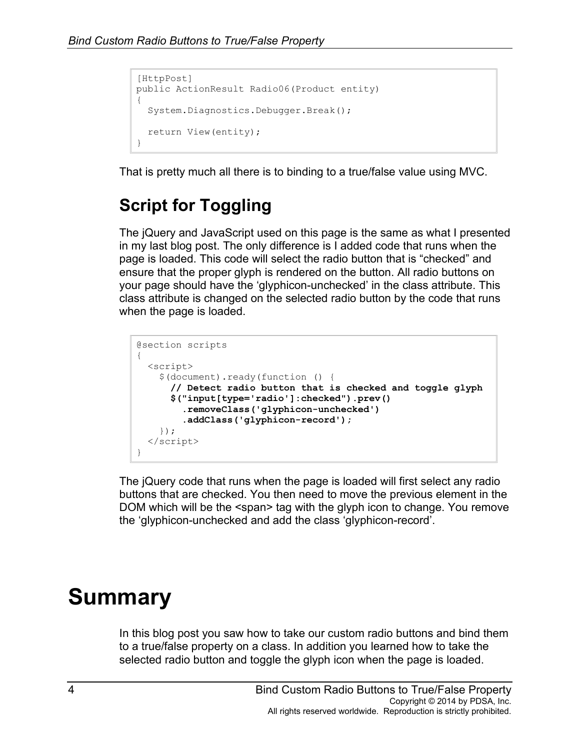```
[HttpPost]
public ActionResult Radio06(Product entity)
{
  System.Diagnostics.Debugger.Break();

  return View(entity);
}
```

That is pretty much all there is to binding to a true/false value using MVC.

## Script for Toggling

The jQuery and JavaScript used on this page is the same as what I presented in my last blog post. The only difference is I added code that runs when the page is loaded. This code will select the radio button that is “checked” and ensure that the proper glyph is rendered on the button. All radio buttons on your page should have the ‘glyphicon-unchecked’ in the class attribute. This class attribute is changed on the selected radio button by the code that runs when the page is loaded.

```
@section scripts
{
  <script>
    $(document).ready(function () {
      // Detect radio button that is checked and toggle glyph
      $("input[type='radio']:checked").prev()
        .removeClass('glyphicon-unchecked')
        .addClass('glyphicon-record');
    });
  </script>
}
```

The jQuery code that runs when the page is loaded will first select any radio buttons that are checked. You then need to move the previous element in the DOM which will be the <span> tag with the glyph icon to change. You remove the ‘glyphicon-unchecked and add the class ‘glyphicon-record’.

# Summary

In this blog post you saw how to take our custom radio buttons and bind them to a true/false property on a class. In addition you learned how to take the selected radio button and toggle the glyph icon when the page is loaded.